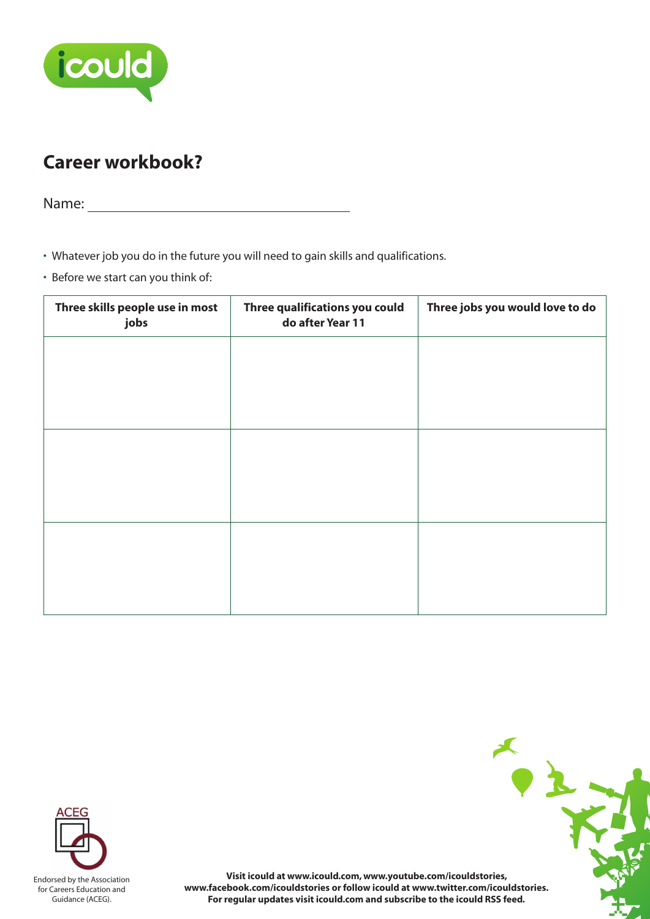# Career workbook?

Name: ____________________

- Whatever job you do in the future you will need to gain skills and qualifications.
- Before we start can you think of:

| Three skills people use in most jobs | Three qualifications you could do after Year 11 | Three jobs you would love to do |
| --- | --- | --- |
| | | |
| | | |
| | | |

Endorsed by the Association for Careers Education and Guidance (ACEG).

**Visit icould at www.icould.com, www.youtube.com/icouldstories, www.facebook.com/icouldstories or follow icould at www.twitter.com/icouldstories. For regular updates visit icould.com and subscribe to the icould RSS feed.**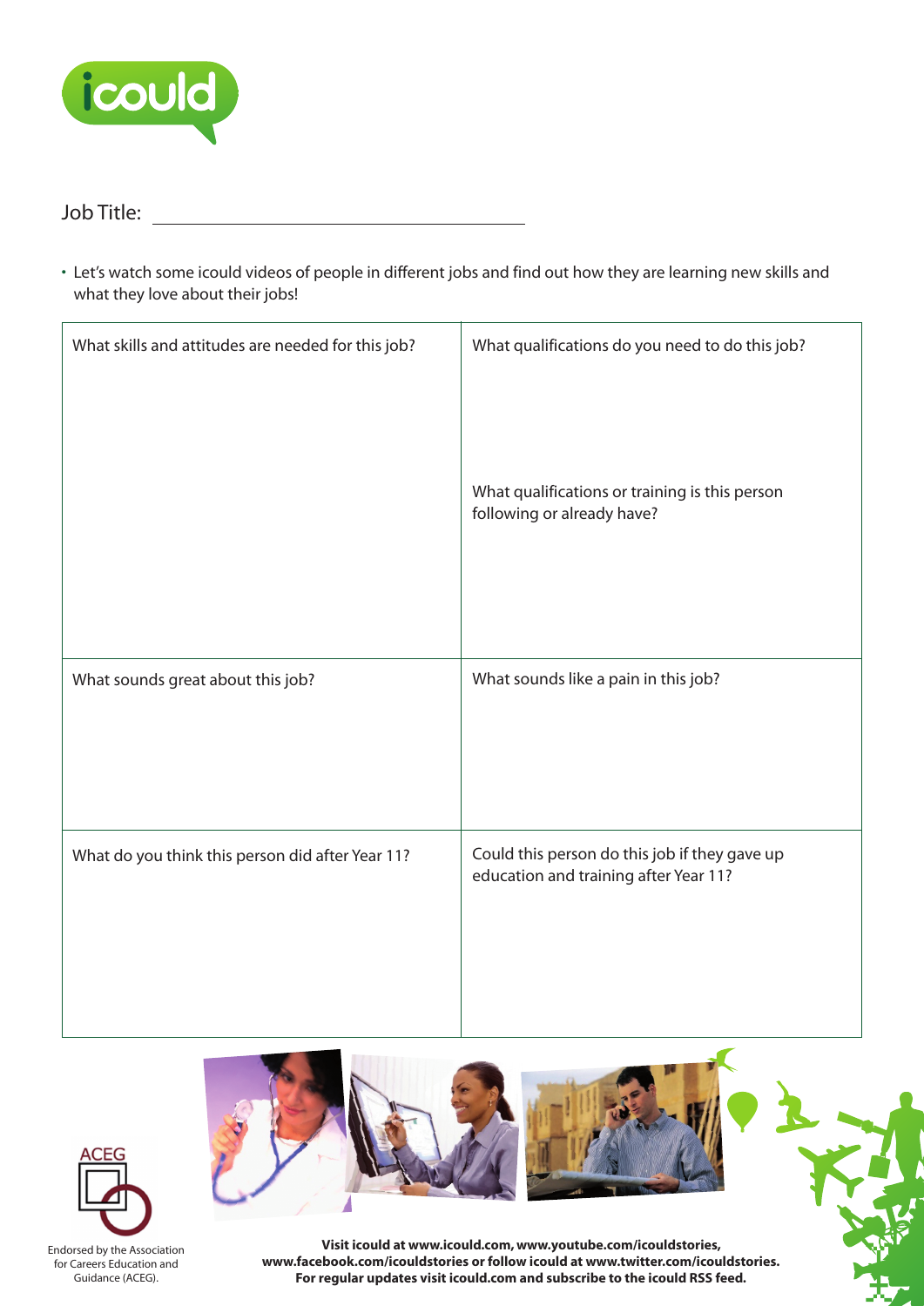Job Title: ______________________________

- Let's watch some icould videos of people in different jobs and find out how they are learning new skills and what they love about their jobs!

| | |
|---|---|
| What skills and attitudes are needed for this job? | What qualifications do you need to do this job?<br><br>What qualifications or training is this person following or already have? |
| What sounds great about this job? | What sounds like a pain in this job? |
| What do you think this person did after Year 11? | Could this person do this job if they gave up education and training after Year 11? |

Endorsed by the Association for Careers Education and Guidance (ACEG).

**Visit icould at www.icould.com, www.youtube.com/icouldstories, www.facebook.com/icouldstories or follow icould at www.twitter.com/icouldstories. For regular updates visit icould.com and subscribe to the icould RSS feed.**